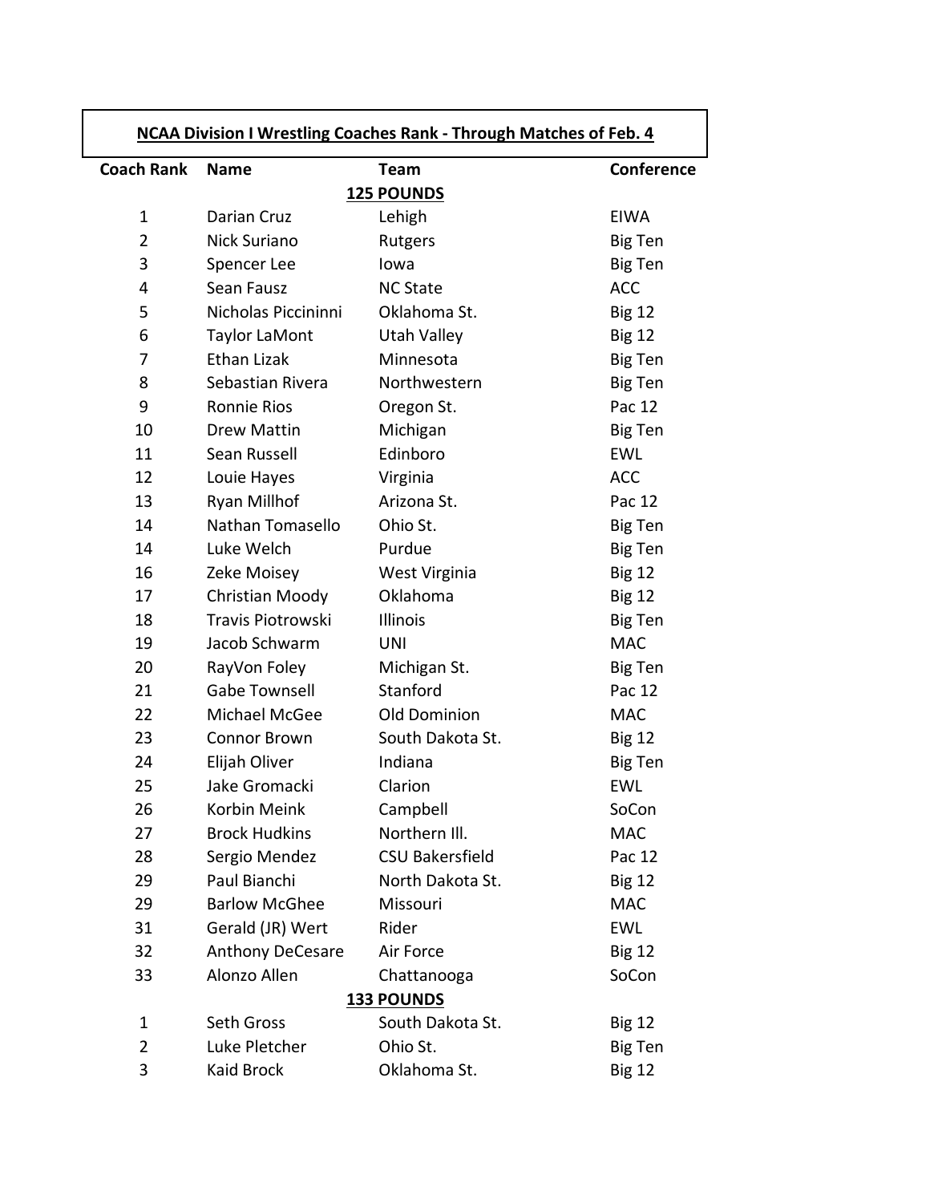## NCAA Division I Wrestling Coaches Rank - Through Matches of Feb. 4

| Coach Rank | Name | Team | Conference |
|---|---|---|---|
| | | **125 POUNDS** | |
| 1 | Darian Cruz | Lehigh | EIWA |
| 2 | Nick Suriano | Rutgers | Big Ten |
| 3 | Spencer Lee | Iowa | Big Ten |
| 4 | Sean Fausz | NC State | ACC |
| 5 | Nicholas Piccininni | Oklahoma St. | Big 12 |
| 6 | Taylor LaMont | Utah Valley | Big 12 |
| 7 | Ethan Lizak | Minnesota | Big Ten |
| 8 | Sebastian Rivera | Northwestern | Big Ten |
| 9 | Ronnie Rios | Oregon St. | Pac 12 |
| 10 | Drew Mattin | Michigan | Big Ten |
| 11 | Sean Russell | Edinboro | EWL |
| 12 | Louie Hayes | Virginia | ACC |
| 13 | Ryan Millhof | Arizona St. | Pac 12 |
| 14 | Nathan Tomasello | Ohio St. | Big Ten |
| 14 | Luke Welch | Purdue | Big Ten |
| 16 | Zeke Moisey | West Virginia | Big 12 |
| 17 | Christian Moody | Oklahoma | Big 12 |
| 18 | Travis Piotrowski | Illinois | Big Ten |
| 19 | Jacob Schwarm | UNI | MAC |
| 20 | RayVon Foley | Michigan St. | Big Ten |
| 21 | Gabe Townsell | Stanford | Pac 12 |
| 22 | Michael McGee | Old Dominion | MAC |
| 23 | Connor Brown | South Dakota St. | Big 12 |
| 24 | Elijah Oliver | Indiana | Big Ten |
| 25 | Jake Gromacki | Clarion | EWL |
| 26 | Korbin Meink | Campbell | SoCon |
| 27 | Brock Hudkins | Northern Ill. | MAC |
| 28 | Sergio Mendez | CSU Bakersfield | Pac 12 |
| 29 | Paul Bianchi | North Dakota St. | Big 12 |
| 29 | Barlow McGhee | Missouri | MAC |
| 31 | Gerald (JR) Wert | Rider | EWL |
| 32 | Anthony DeCesare | Air Force | Big 12 |
| 33 | Alonzo Allen | Chattanooga | SoCon |
| | | **133 POUNDS** | |
| 1 | Seth Gross | South Dakota St. | Big 12 |
| 2 | Luke Pletcher | Ohio St. | Big Ten |
| 3 | Kaid Brock | Oklahoma St. | Big 12 |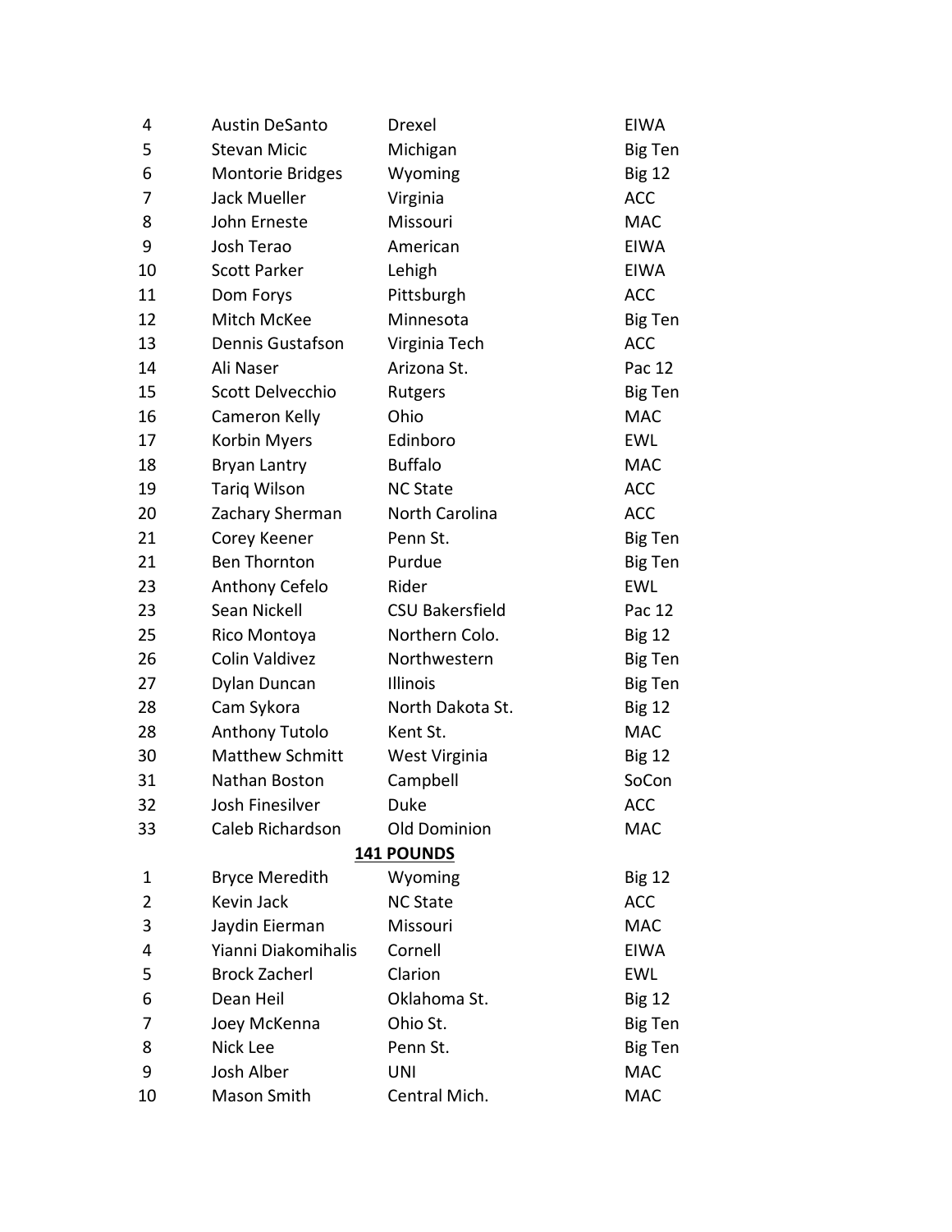| | | | |
|---|---|---|---|
| 4 | Austin DeSanto | Drexel | EIWA |
| 5 | Stevan Micic | Michigan | Big Ten |
| 6 | Montorie Bridges | Wyoming | Big 12 |
| 7 | Jack Mueller | Virginia | ACC |
| 8 | John Erneste | Missouri | MAC |
| 9 | Josh Terao | American | EIWA |
| 10 | Scott Parker | Lehigh | EIWA |
| 11 | Dom Forys | Pittsburgh | ACC |
| 12 | Mitch McKee | Minnesota | Big Ten |
| 13 | Dennis Gustafson | Virginia Tech | ACC |
| 14 | Ali Naser | Arizona St. | Pac 12 |
| 15 | Scott Delvecchio | Rutgers | Big Ten |
| 16 | Cameron Kelly | Ohio | MAC |
| 17 | Korbin Myers | Edinboro | EWL |
| 18 | Bryan Lantry | Buffalo | MAC |
| 19 | Tariq Wilson | NC State | ACC |
| 20 | Zachary Sherman | North Carolina | ACC |
| 21 | Corey Keener | Penn St. | Big Ten |
| 21 | Ben Thornton | Purdue | Big Ten |
| 23 | Anthony Cefelo | Rider | EWL |
| 23 | Sean Nickell | CSU Bakersfield | Pac 12 |
| 25 | Rico Montoya | Northern Colo. | Big 12 |
| 26 | Colin Valdivez | Northwestern | Big Ten |
| 27 | Dylan Duncan | Illinois | Big Ten |
| 28 | Cam Sykora | North Dakota St. | Big 12 |
| 28 | Anthony Tutolo | Kent St. | MAC |
| 30 | Matthew Schmitt | West Virginia | Big 12 |
| 31 | Nathan Boston | Campbell | SoCon |
| 32 | Josh Finesilver | Duke | ACC |
| 33 | Caleb Richardson | Old Dominion | MAC |

**141 POUNDS**

| | | | |
|---|---|---|---|
| 1 | Bryce Meredith | Wyoming | Big 12 |
| 2 | Kevin Jack | NC State | ACC |
| 3 | Jaydin Eierman | Missouri | MAC |
| 4 | Yianni Diakomihalis | Cornell | EIWA |
| 5 | Brock Zacherl | Clarion | EWL |
| 6 | Dean Heil | Oklahoma St. | Big 12 |
| 7 | Joey McKenna | Ohio St. | Big Ten |
| 8 | Nick Lee | Penn St. | Big Ten |
| 9 | Josh Alber | UNI | MAC |
| 10 | Mason Smith | Central Mich. | MAC |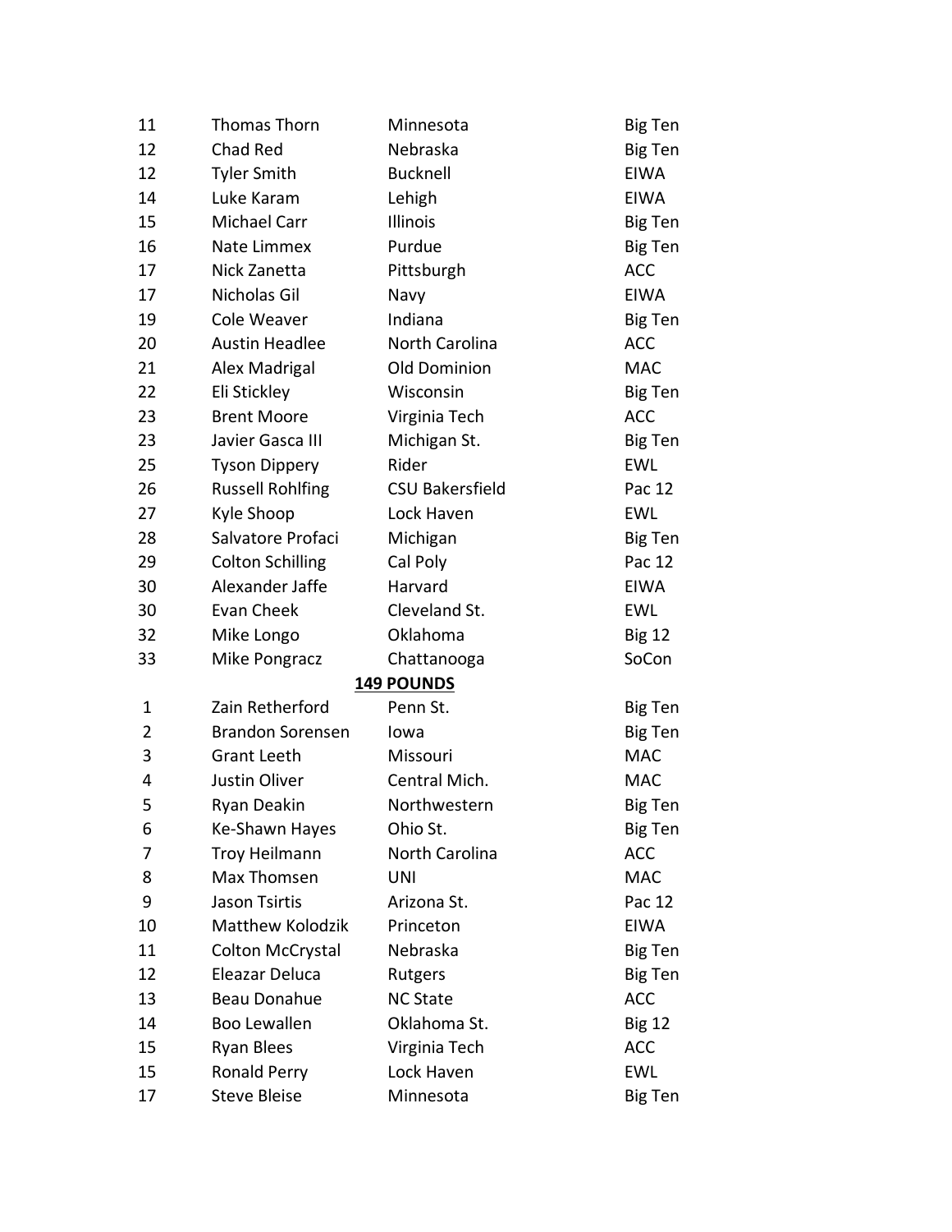| | | | |
|---|---|---|---|
| 11 | Thomas Thorn | Minnesota | Big Ten |
| 12 | Chad Red | Nebraska | Big Ten |
| 12 | Tyler Smith | Bucknell | EIWA |
| 14 | Luke Karam | Lehigh | EIWA |
| 15 | Michael Carr | Illinois | Big Ten |
| 16 | Nate Limmex | Purdue | Big Ten |
| 17 | Nick Zanetta | Pittsburgh | ACC |
| 17 | Nicholas Gil | Navy | EIWA |
| 19 | Cole Weaver | Indiana | Big Ten |
| 20 | Austin Headlee | North Carolina | ACC |
| 21 | Alex Madrigal | Old Dominion | MAC |
| 22 | Eli Stickley | Wisconsin | Big Ten |
| 23 | Brent Moore | Virginia Tech | ACC |
| 23 | Javier Gasca III | Michigan St. | Big Ten |
| 25 | Tyson Dippery | Rider | EWL |
| 26 | Russell Rohlfing | CSU Bakersfield | Pac 12 |
| 27 | Kyle Shoop | Lock Haven | EWL |
| 28 | Salvatore Profaci | Michigan | Big Ten |
| 29 | Colton Schilling | Cal Poly | Pac 12 |
| 30 | Alexander Jaffe | Harvard | EIWA |
| 30 | Evan Cheek | Cleveland St. | EWL |
| 32 | Mike Longo | Oklahoma | Big 12 |
| 33 | Mike Pongracz | Chattanooga | SoCon |

**149 POUNDS**

| | | | |
|---|---|---|---|
| 1 | Zain Retherford | Penn St. | Big Ten |
| 2 | Brandon Sorensen | Iowa | Big Ten |
| 3 | Grant Leeth | Missouri | MAC |
| 4 | Justin Oliver | Central Mich. | MAC |
| 5 | Ryan Deakin | Northwestern | Big Ten |
| 6 | Ke-Shawn Hayes | Ohio St. | Big Ten |
| 7 | Troy Heilmann | North Carolina | ACC |
| 8 | Max Thomsen | UNI | MAC |
| 9 | Jason Tsirtis | Arizona St. | Pac 12 |
| 10 | Matthew Kolodzik | Princeton | EIWA |
| 11 | Colton McCrystal | Nebraska | Big Ten |
| 12 | Eleazar Deluca | Rutgers | Big Ten |
| 13 | Beau Donahue | NC State | ACC |
| 14 | Boo Lewallen | Oklahoma St. | Big 12 |
| 15 | Ryan Blees | Virginia Tech | ACC |
| 15 | Ronald Perry | Lock Haven | EWL |
| 17 | Steve Bleise | Minnesota | Big Ten |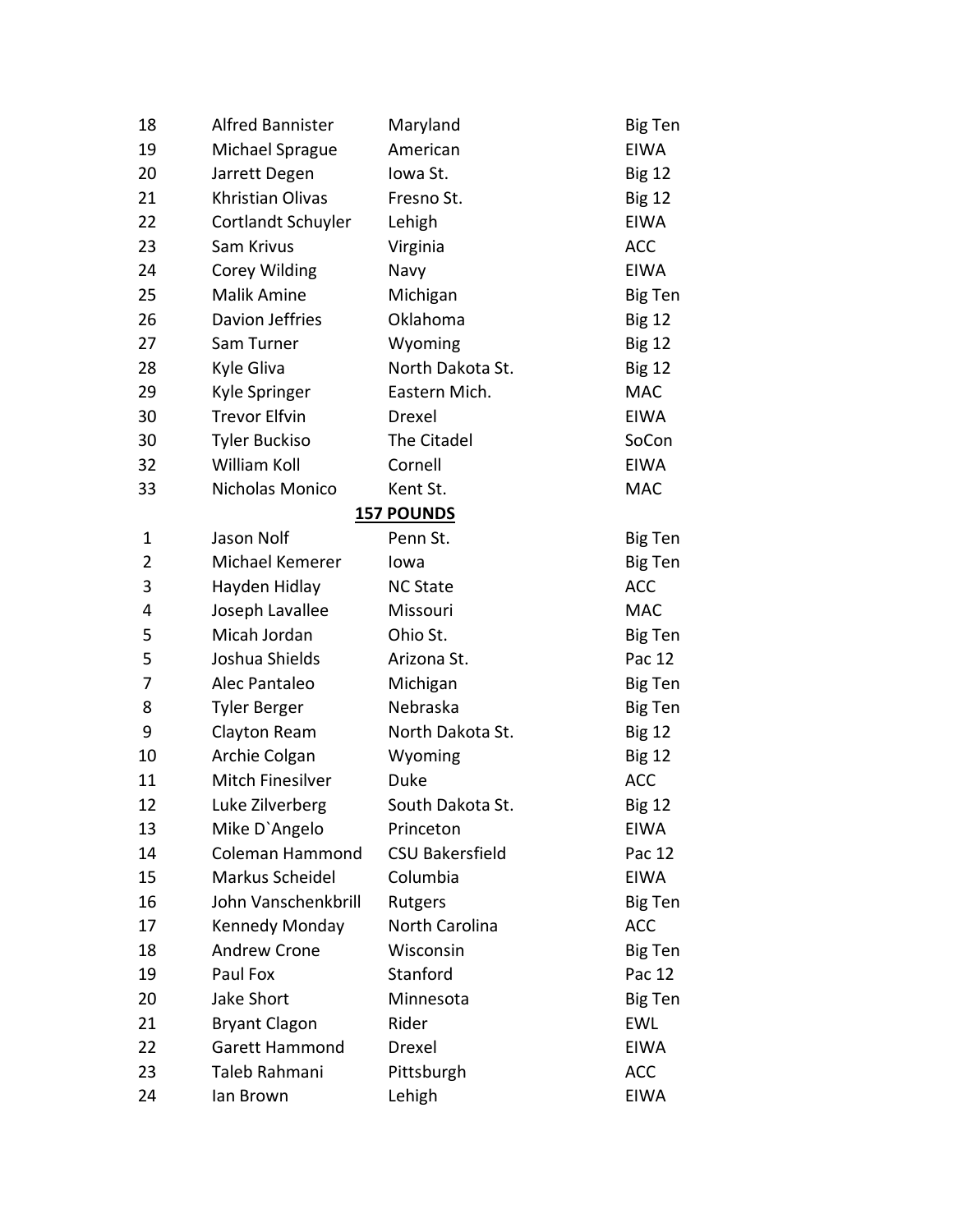| | | | |
|---|---|---|---|
| 18 | Alfred Bannister | Maryland | Big Ten |
| 19 | Michael Sprague | American | EIWA |
| 20 | Jarrett Degen | Iowa St. | Big 12 |
| 21 | Khristian Olivas | Fresno St. | Big 12 |
| 22 | Cortlandt Schuyler | Lehigh | EIWA |
| 23 | Sam Krivus | Virginia | ACC |
| 24 | Corey Wilding | Navy | EIWA |
| 25 | Malik Amine | Michigan | Big Ten |
| 26 | Davion Jeffries | Oklahoma | Big 12 |
| 27 | Sam Turner | Wyoming | Big 12 |
| 28 | Kyle Gliva | North Dakota St. | Big 12 |
| 29 | Kyle Springer | Eastern Mich. | MAC |
| 30 | Trevor Elfvin | Drexel | EIWA |
| 30 | Tyler Buckiso | The Citadel | SoCon |
| 32 | William Koll | Cornell | EIWA |
| 33 | Nicholas Monico | Kent St. | MAC |

**157 POUNDS**

| | | | |
|---|---|---|---|
| 1 | Jason Nolf | Penn St. | Big Ten |
| 2 | Michael Kemerer | Iowa | Big Ten |
| 3 | Hayden Hidlay | NC State | ACC |
| 4 | Joseph Lavallee | Missouri | MAC |
| 5 | Micah Jordan | Ohio St. | Big Ten |
| 5 | Joshua Shields | Arizona St. | Pac 12 |
| 7 | Alec Pantaleo | Michigan | Big Ten |
| 8 | Tyler Berger | Nebraska | Big Ten |
| 9 | Clayton Ream | North Dakota St. | Big 12 |
| 10 | Archie Colgan | Wyoming | Big 12 |
| 11 | Mitch Finesilver | Duke | ACC |
| 12 | Luke Zilverberg | South Dakota St. | Big 12 |
| 13 | Mike D`Angelo | Princeton | EIWA |
| 14 | Coleman Hammond | CSU Bakersfield | Pac 12 |
| 15 | Markus Scheidel | Columbia | EIWA |
| 16 | John Vanschenkbrill | Rutgers | Big Ten |
| 17 | Kennedy Monday | North Carolina | ACC |
| 18 | Andrew Crone | Wisconsin | Big Ten |
| 19 | Paul Fox | Stanford | Pac 12 |
| 20 | Jake Short | Minnesota | Big Ten |
| 21 | Bryant Clagon | Rider | EWL |
| 22 | Garett Hammond | Drexel | EIWA |
| 23 | Taleb Rahmani | Pittsburgh | ACC |
| 24 | Ian Brown | Lehigh | EIWA |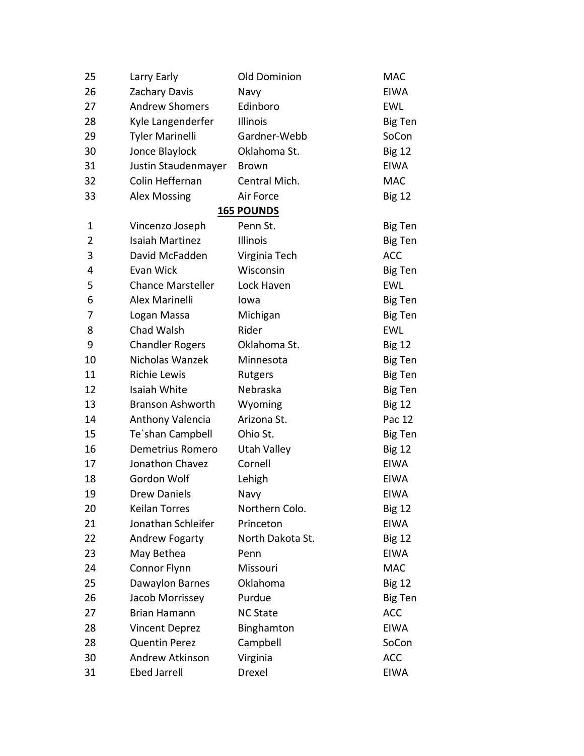| | | | |
|---|---|---|---|
| 25 | Larry Early | Old Dominion | MAC |
| 26 | Zachary Davis | Navy | EIWA |
| 27 | Andrew Shomers | Edinboro | EWL |
| 28 | Kyle Langenderfer | Illinois | Big Ten |
| 29 | Tyler Marinelli | Gardner-Webb | SoCon |
| 30 | Jonce Blaylock | Oklahoma St. | Big 12 |
| 31 | Justin Staudenmayer | Brown | EIWA |
| 32 | Colin Heffernan | Central Mich. | MAC |
| 33 | Alex Mossing | Air Force | Big 12 |

**165 POUNDS**

| | | | |
|---|---|---|---|
| 1 | Vincenzo Joseph | Penn St. | Big Ten |
| 2 | Isaiah Martinez | Illinois | Big Ten |
| 3 | David McFadden | Virginia Tech | ACC |
| 4 | Evan Wick | Wisconsin | Big Ten |
| 5 | Chance Marsteller | Lock Haven | EWL |
| 6 | Alex Marinelli | Iowa | Big Ten |
| 7 | Logan Massa | Michigan | Big Ten |
| 8 | Chad Walsh | Rider | EWL |
| 9 | Chandler Rogers | Oklahoma St. | Big 12 |
| 10 | Nicholas Wanzek | Minnesota | Big Ten |
| 11 | Richie Lewis | Rutgers | Big Ten |
| 12 | Isaiah White | Nebraska | Big Ten |
| 13 | Branson Ashworth | Wyoming | Big 12 |
| 14 | Anthony Valencia | Arizona St. | Pac 12 |
| 15 | Te`shan Campbell | Ohio St. | Big Ten |
| 16 | Demetrius Romero | Utah Valley | Big 12 |
| 17 | Jonathon Chavez | Cornell | EIWA |
| 18 | Gordon Wolf | Lehigh | EIWA |
| 19 | Drew Daniels | Navy | EIWA |
| 20 | Keilan Torres | Northern Colo. | Big 12 |
| 21 | Jonathan Schleifer | Princeton | EIWA |
| 22 | Andrew Fogarty | North Dakota St. | Big 12 |
| 23 | May Bethea | Penn | EIWA |
| 24 | Connor Flynn | Missouri | MAC |
| 25 | Dawaylon Barnes | Oklahoma | Big 12 |
| 26 | Jacob Morrissey | Purdue | Big Ten |
| 27 | Brian Hamann | NC State | ACC |
| 28 | Vincent Deprez | Binghamton | EIWA |
| 28 | Quentin Perez | Campbell | SoCon |
| 30 | Andrew Atkinson | Virginia | ACC |
| 31 | Ebed Jarrell | Drexel | EIWA |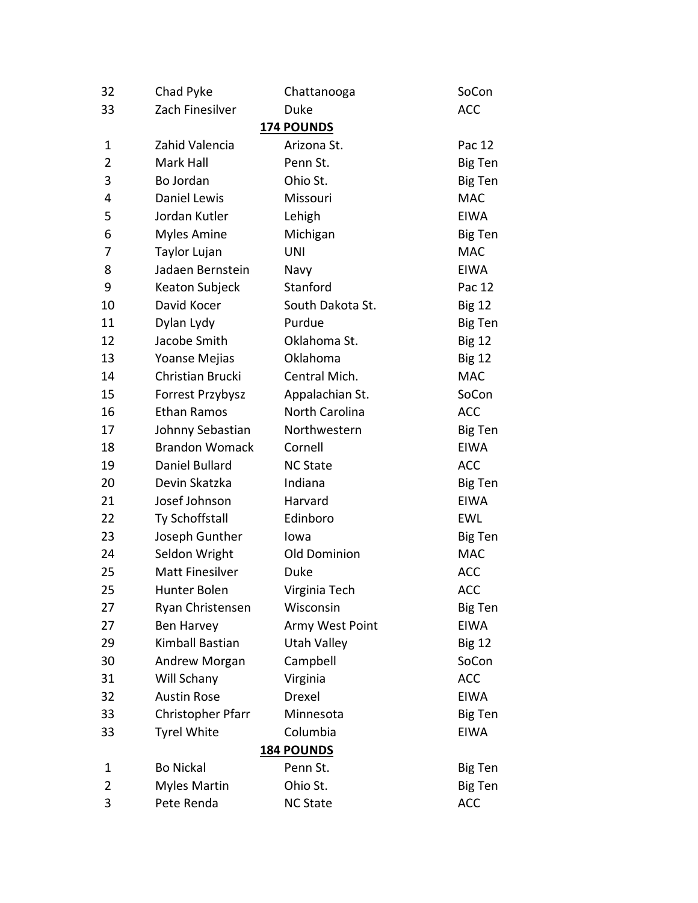| | | | |
|---|---|---|---|
| 32 | Chad Pyke | Chattanooga | SoCon |
| 33 | Zach Finesilver | Duke | ACC |

**174 POUNDS**

| | | | |
|---|---|---|---|
| 1 | Zahid Valencia | Arizona St. | Pac 12 |
| 2 | Mark Hall | Penn St. | Big Ten |
| 3 | Bo Jordan | Ohio St. | Big Ten |
| 4 | Daniel Lewis | Missouri | MAC |
| 5 | Jordan Kutler | Lehigh | EIWA |
| 6 | Myles Amine | Michigan | Big Ten |
| 7 | Taylor Lujan | UNI | MAC |
| 8 | Jadaen Bernstein | Navy | EIWA |
| 9 | Keaton Subjeck | Stanford | Pac 12 |
| 10 | David Kocer | South Dakota St. | Big 12 |
| 11 | Dylan Lydy | Purdue | Big Ten |
| 12 | Jacobe Smith | Oklahoma St. | Big 12 |
| 13 | Yoanse Mejias | Oklahoma | Big 12 |
| 14 | Christian Brucki | Central Mich. | MAC |
| 15 | Forrest Przybysz | Appalachian St. | SoCon |
| 16 | Ethan Ramos | North Carolina | ACC |
| 17 | Johnny Sebastian | Northwestern | Big Ten |
| 18 | Brandon Womack | Cornell | EIWA |
| 19 | Daniel Bullard | NC State | ACC |
| 20 | Devin Skatzka | Indiana | Big Ten |
| 21 | Josef Johnson | Harvard | EIWA |
| 22 | Ty Schoffstall | Edinboro | EWL |
| 23 | Joseph Gunther | Iowa | Big Ten |
| 24 | Seldon Wright | Old Dominion | MAC |
| 25 | Matt Finesilver | Duke | ACC |
| 25 | Hunter Bolen | Virginia Tech | ACC |
| 27 | Ryan Christensen | Wisconsin | Big Ten |
| 27 | Ben Harvey | Army West Point | EIWA |
| 29 | Kimball Bastian | Utah Valley | Big 12 |
| 30 | Andrew Morgan | Campbell | SoCon |
| 31 | Will Schany | Virginia | ACC |
| 32 | Austin Rose | Drexel | EIWA |
| 33 | Christopher Pfarr | Minnesota | Big Ten |
| 33 | Tyrel White | Columbia | EIWA |

**184 POUNDS**

| | | | |
|---|---|---|---|
| 1 | Bo Nickal | Penn St. | Big Ten |
| 2 | Myles Martin | Ohio St. | Big Ten |
| 3 | Pete Renda | NC State | ACC |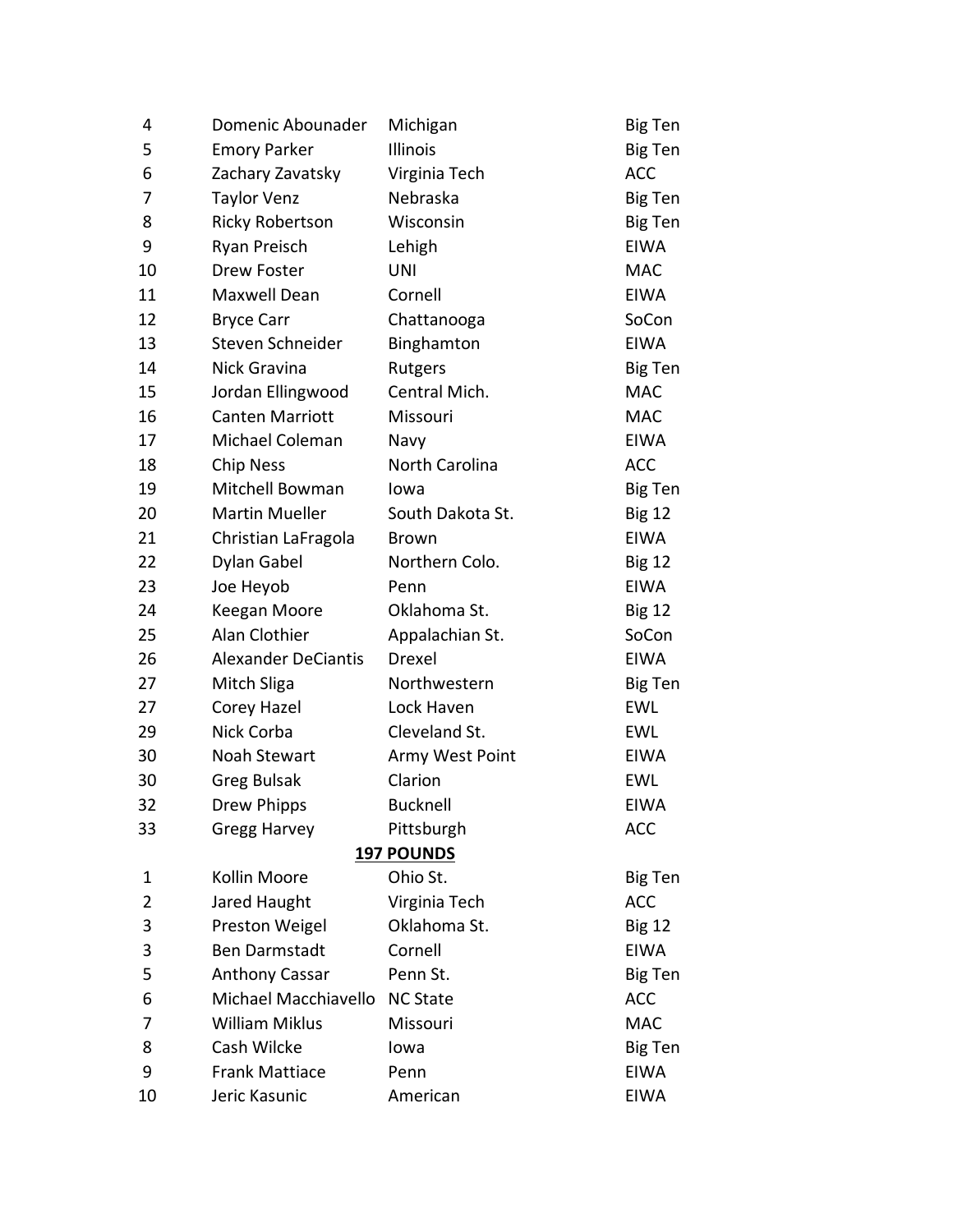| | | | |
|---|---|---|---|
| 4 | Domenic Abounader | Michigan | Big Ten |
| 5 | Emory Parker | Illinois | Big Ten |
| 6 | Zachary Zavatsky | Virginia Tech | ACC |
| 7 | Taylor Venz | Nebraska | Big Ten |
| 8 | Ricky Robertson | Wisconsin | Big Ten |
| 9 | Ryan Preisch | Lehigh | EIWA |
| 10 | Drew Foster | UNI | MAC |
| 11 | Maxwell Dean | Cornell | EIWA |
| 12 | Bryce Carr | Chattanooga | SoCon |
| 13 | Steven Schneider | Binghamton | EIWA |
| 14 | Nick Gravina | Rutgers | Big Ten |
| 15 | Jordan Ellingwood | Central Mich. | MAC |
| 16 | Canten Marriott | Missouri | MAC |
| 17 | Michael Coleman | Navy | EIWA |
| 18 | Chip Ness | North Carolina | ACC |
| 19 | Mitchell Bowman | Iowa | Big Ten |
| 20 | Martin Mueller | South Dakota St. | Big 12 |
| 21 | Christian LaFragola | Brown | EIWA |
| 22 | Dylan Gabel | Northern Colo. | Big 12 |
| 23 | Joe Heyob | Penn | EIWA |
| 24 | Keegan Moore | Oklahoma St. | Big 12 |
| 25 | Alan Clothier | Appalachian St. | SoCon |
| 26 | Alexander DeCiantis | Drexel | EIWA |
| 27 | Mitch Sliga | Northwestern | Big Ten |
| 27 | Corey Hazel | Lock Haven | EWL |
| 29 | Nick Corba | Cleveland St. | EWL |
| 30 | Noah Stewart | Army West Point | EIWA |
| 30 | Greg Bulsak | Clarion | EWL |
| 32 | Drew Phipps | Bucknell | EIWA |
| 33 | Gregg Harvey | Pittsburgh | ACC |

## 197 POUNDS

| | | | |
|---|---|---|---|
| 1 | Kollin Moore | Ohio St. | Big Ten |
| 2 | Jared Haught | Virginia Tech | ACC |
| 3 | Preston Weigel | Oklahoma St. | Big 12 |
| 3 | Ben Darmstadt | Cornell | EIWA |
| 5 | Anthony Cassar | Penn St. | Big Ten |
| 6 | Michael Macchiavello | NC State | ACC |
| 7 | William Miklus | Missouri | MAC |
| 8 | Cash Wilcke | Iowa | Big Ten |
| 9 | Frank Mattiace | Penn | EIWA |
| 10 | Jeric Kasunic | American | EIWA |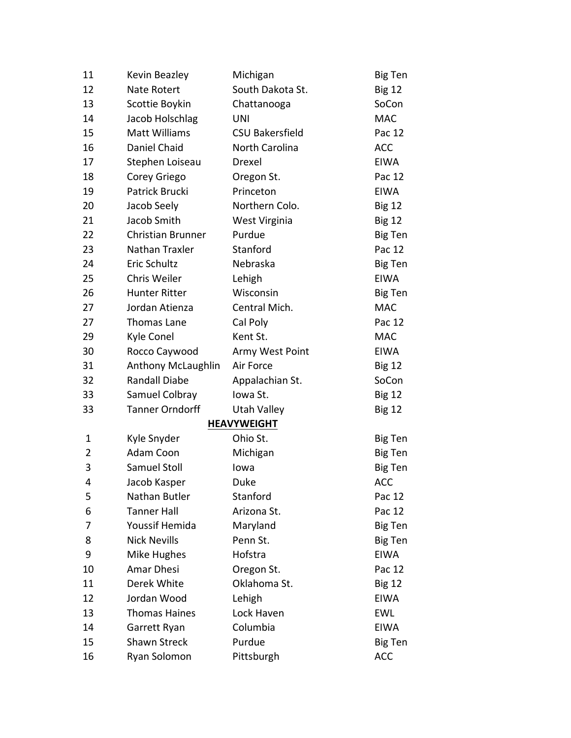| | | | |
|---|---|---|---|
| 11 | Kevin Beazley | Michigan | Big Ten |
| 12 | Nate Rotert | South Dakota St. | Big 12 |
| 13 | Scottie Boykin | Chattanooga | SoCon |
| 14 | Jacob Holschlag | UNI | MAC |
| 15 | Matt Williams | CSU Bakersfield | Pac 12 |
| 16 | Daniel Chaid | North Carolina | ACC |
| 17 | Stephen Loiseau | Drexel | EIWA |
| 18 | Corey Griego | Oregon St. | Pac 12 |
| 19 | Patrick Brucki | Princeton | EIWA |
| 20 | Jacob Seely | Northern Colo. | Big 12 |
| 21 | Jacob Smith | West Virginia | Big 12 |
| 22 | Christian Brunner | Purdue | Big Ten |
| 23 | Nathan Traxler | Stanford | Pac 12 |
| 24 | Eric Schultz | Nebraska | Big Ten |
| 25 | Chris Weiler | Lehigh | EIWA |
| 26 | Hunter Ritter | Wisconsin | Big Ten |
| 27 | Jordan Atienza | Central Mich. | MAC |
| 27 | Thomas Lane | Cal Poly | Pac 12 |
| 29 | Kyle Conel | Kent St. | MAC |
| 30 | Rocco Caywood | Army West Point | EIWA |
| 31 | Anthony McLaughlin | Air Force | Big 12 |
| 32 | Randall Diabe | Appalachian St. | SoCon |
| 33 | Samuel Colbray | Iowa St. | Big 12 |
| 33 | Tanner Orndorff | Utah Valley | Big 12 |

**HEAVYWEIGHT**

| | | | |
|---|---|---|---|
| 1 | Kyle Snyder | Ohio St. | Big Ten |
| 2 | Adam Coon | Michigan | Big Ten |
| 3 | Samuel Stoll | Iowa | Big Ten |
| 4 | Jacob Kasper | Duke | ACC |
| 5 | Nathan Butler | Stanford | Pac 12 |
| 6 | Tanner Hall | Arizona St. | Pac 12 |
| 7 | Youssif Hemida | Maryland | Big Ten |
| 8 | Nick Nevills | Penn St. | Big Ten |
| 9 | Mike Hughes | Hofstra | EIWA |
| 10 | Amar Dhesi | Oregon St. | Pac 12 |
| 11 | Derek White | Oklahoma St. | Big 12 |
| 12 | Jordan Wood | Lehigh | EIWA |
| 13 | Thomas Haines | Lock Haven | EWL |
| 14 | Garrett Ryan | Columbia | EIWA |
| 15 | Shawn Streck | Purdue | Big Ten |
| 16 | Ryan Solomon | Pittsburgh | ACC |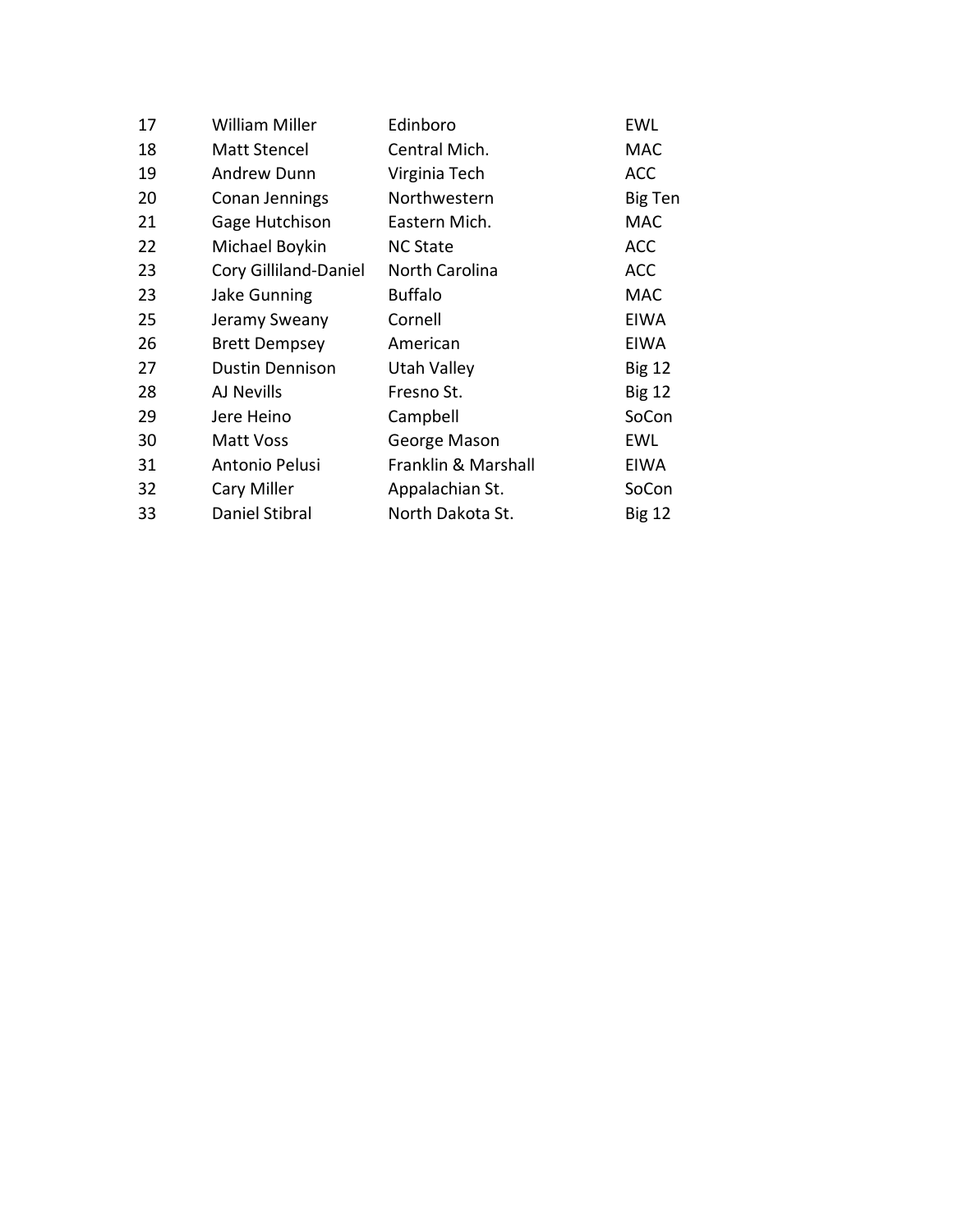| | | | |
|---|---|---|---|
| 17 | William Miller | Edinboro | EWL |
| 18 | Matt Stencel | Central Mich. | MAC |
| 19 | Andrew Dunn | Virginia Tech | ACC |
| 20 | Conan Jennings | Northwestern | Big Ten |
| 21 | Gage Hutchison | Eastern Mich. | MAC |
| 22 | Michael Boykin | NC State | ACC |
| 23 | Cory Gilliland-Daniel | North Carolina | ACC |
| 23 | Jake Gunning | Buffalo | MAC |
| 25 | Jeramy Sweany | Cornell | EIWA |
| 26 | Brett Dempsey | American | EIWA |
| 27 | Dustin Dennison | Utah Valley | Big 12 |
| 28 | AJ Nevills | Fresno St. | Big 12 |
| 29 | Jere Heino | Campbell | SoCon |
| 30 | Matt Voss | George Mason | EWL |
| 31 | Antonio Pelusi | Franklin & Marshall | EIWA |
| 32 | Cary Miller | Appalachian St. | SoCon |
| 33 | Daniel Stibral | North Dakota St. | Big 12 |